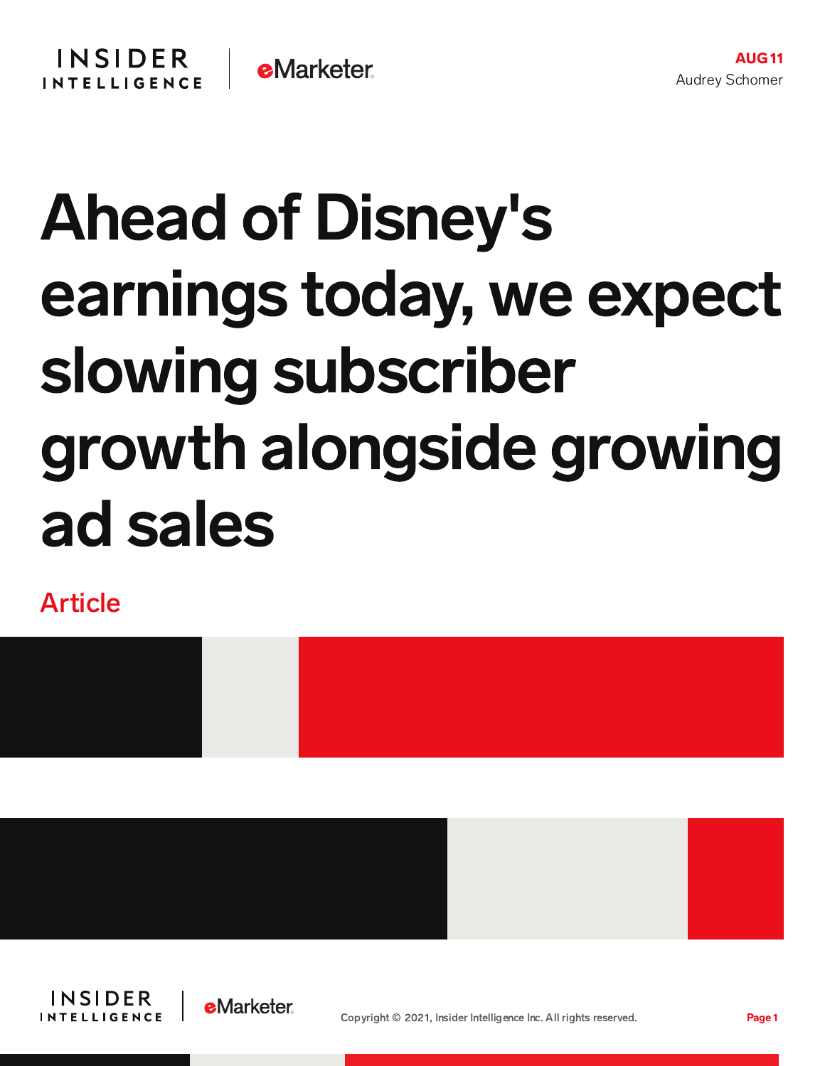AUG 11

Audrey Schomer

# Ahead of Disney's earnings today, we expect slowing subscriber growth alongside growing ad sales

Article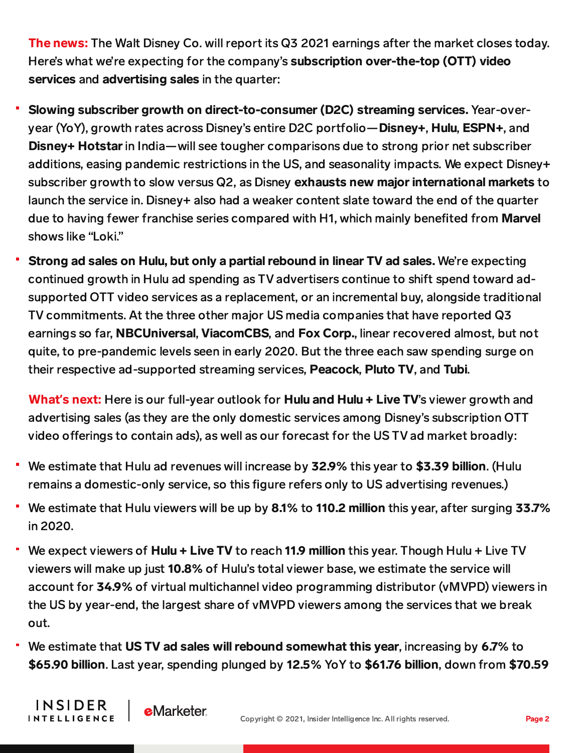**The news:** The Walt Disney Co. will report its Q3 2021 earnings after the market closes today. Here's what we're expecting for the company's **subscription over-the-top (OTT) video services** and **advertising sales** in the quarter:

- **Slowing subscriber growth on direct-to-consumer (D2C) streaming services.** Year-over-year (YoY), growth rates across Disney's entire D2C portfolio—**Disney+**, **Hulu**, **ESPN+**, and **Disney+ Hotstar** in India—will see tougher comparisons due to strong prior net subscriber additions, easing pandemic restrictions in the US, and seasonality impacts. We expect Disney+ subscriber growth to slow versus Q2, as Disney **exhausts new major international markets** to launch the service in. Disney+ also had a weaker content slate toward the end of the quarter due to having fewer franchise series compared with H1, which mainly benefited from **Marvel** shows like "Loki."
- **Strong ad sales on Hulu, but only a partial rebound in linear TV ad sales.** We're expecting continued growth in Hulu ad spending as TV advertisers continue to shift spend toward ad-supported OTT video services as a replacement, or an incremental buy, alongside traditional TV commitments. At the three other major US media companies that have reported Q3 earnings so far, **NBCUniversal**, **ViacomCBS**, and **Fox Corp.**, linear recovered almost, but not quite, to pre-pandemic levels seen in early 2020. But the three each saw spending surge on their respective ad-supported streaming services, **Peacock**, **Pluto TV**, and **Tubi**.

**What's next:** Here is our full-year outlook for **Hulu and Hulu + Live TV**'s viewer growth and advertising sales (as they are the only domestic services among Disney's subscription OTT video offerings to contain ads), as well as our forecast for the US TV ad market broadly:

- We estimate that Hulu ad revenues will increase by **32.9%** this year to **$3.39 billion**. (Hulu remains a domestic-only service, so this figure refers only to US advertising revenues.)
- We estimate that Hulu viewers will be up by **8.1%** to **110.2 million** this year, after surging **33.7%** in 2020.
- We expect viewers of **Hulu + Live TV** to reach **11.9 million** this year. Though Hulu + Live TV viewers will make up just **10.8%** of Hulu's total viewer base, we estimate the service will account for **34.9%** of virtual multichannel video programming distributor (vMVPD) viewers in the US by year-end, the largest share of vMVPD viewers among the services that we break out.
- We estimate that **US TV ad sales will rebound somewhat this year**, increasing by **6.7%** to **$65.90 billion**. Last year, spending plunged by **12.5%** YoY to **$61.76 billion**, down from **$70.59**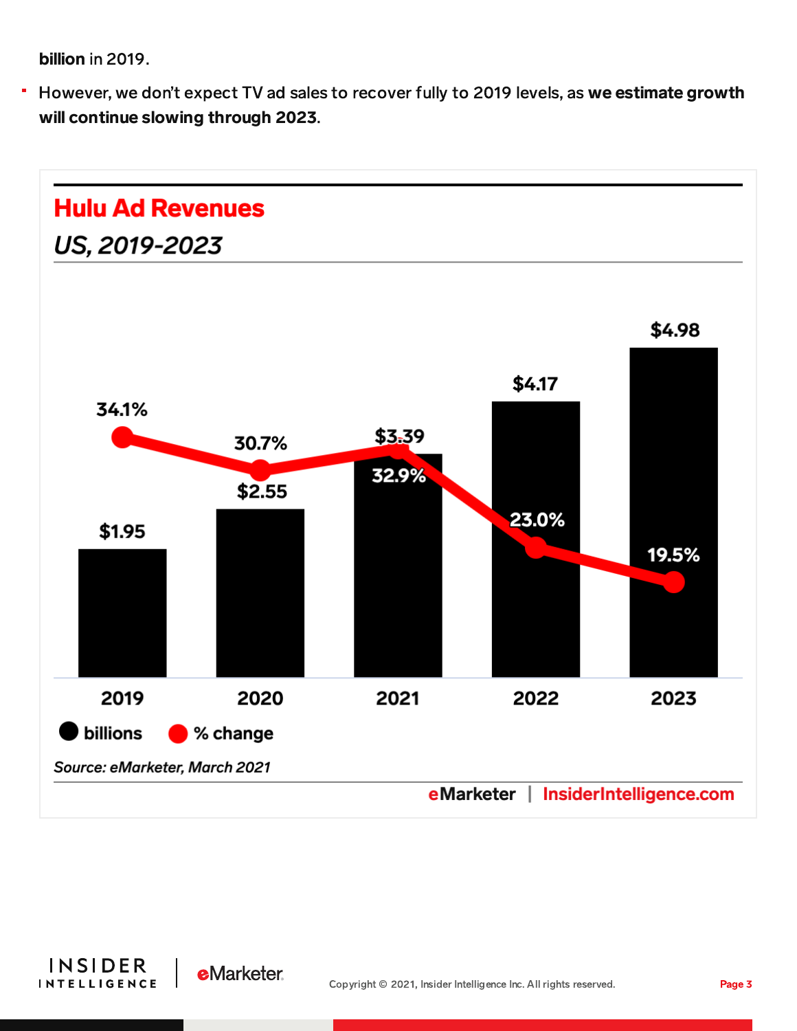**billion** in 2019.

- However, we don't expect TV ad sales to recover fully to 2019 levels, as **we estimate growth will continue slowing through 2023**.

## Hulu Ad Revenues

*US, 2019-2023*

$1.95
$2.55
$3.39
$4.17
$4.98

34.1%
30.7%
32.9%
23.0%
19.5%

2019
2020
2021
2022
2023

billions
% change

*Source: eMarketer, March 2021*

eMarketer | InsiderIntelligence.com